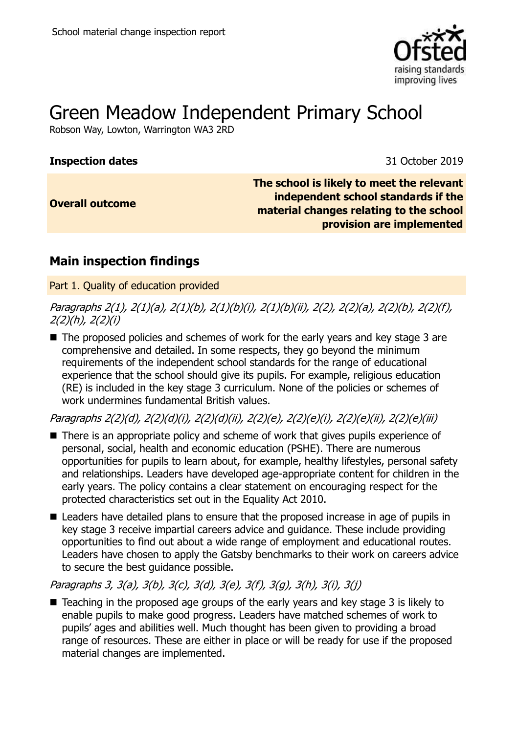School material change inspection report

# Green Meadow Independent Primary School

Robson Way, Lowton, Warrington WA3 2RD

| | |
|---|---|
| **Inspection dates** | 31 October 2019 |
| **Overall outcome** | **The school is likely to meet the relevant independent school standards if the material changes relating to the school provision are implemented** |

## Main inspection findings

### Part 1. Quality of education provided

*Paragraphs 2(1), 2(1)(a), 2(1)(b), 2(1)(b)(i), 2(1)(b)(ii), 2(2), 2(2)(a), 2(2)(b), 2(2)(f), 2(2)(h), 2(2)(i)*

- The proposed policies and schemes of work for the early years and key stage 3 are comprehensive and detailed. In some respects, they go beyond the minimum requirements of the independent school standards for the range of educational experience that the school should give its pupils. For example, religious education (RE) is included in the key stage 3 curriculum. None of the policies or schemes of work undermines fundamental British values.

*Paragraphs 2(2)(d), 2(2)(d)(i), 2(2)(d)(ii), 2(2)(e), 2(2)(e)(i), 2(2)(e)(ii), 2(2)(e)(iii)*

- There is an appropriate policy and scheme of work that gives pupils experience of personal, social, health and economic education (PSHE). There are numerous opportunities for pupils to learn about, for example, healthy lifestyles, personal safety and relationships. Leaders have developed age-appropriate content for children in the early years. The policy contains a clear statement on encouraging respect for the protected characteristics set out in the Equality Act 2010.
- Leaders have detailed plans to ensure that the proposed increase in age of pupils in key stage 3 receive impartial careers advice and guidance. These include providing opportunities to find out about a wide range of employment and educational routes. Leaders have chosen to apply the Gatsby benchmarks to their work on careers advice to secure the best guidance possible.

*Paragraphs 3, 3(a), 3(b), 3(c), 3(d), 3(e), 3(f), 3(g), 3(h), 3(i), 3(j)*

- Teaching in the proposed age groups of the early years and key stage 3 is likely to enable pupils to make good progress. Leaders have matched schemes of work to pupils' ages and abilities well. Much thought has been given to providing a broad range of resources. These are either in place or will be ready for use if the proposed material changes are implemented.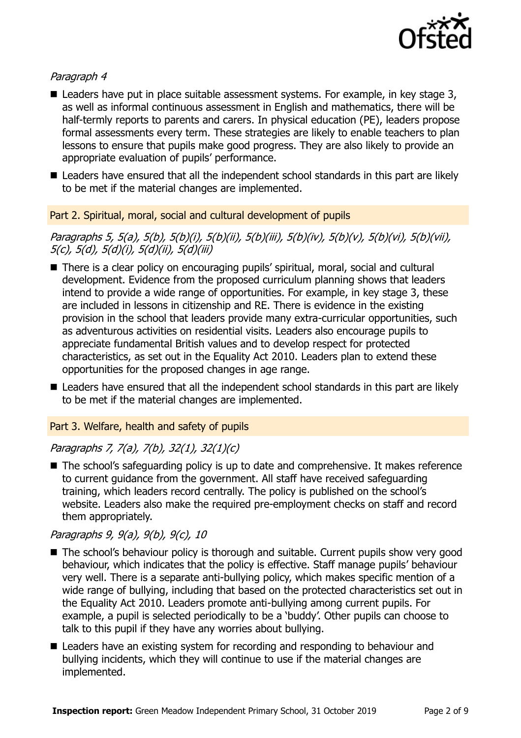*Paragraph 4*

- Leaders have put in place suitable assessment systems. For example, in key stage 3, as well as informal continuous assessment in English and mathematics, there will be half-termly reports to parents and carers. In physical education (PE), leaders propose formal assessments every term. These strategies are likely to enable teachers to plan lessons to ensure that pupils make good progress. They are also likely to provide an appropriate evaluation of pupils' performance.
- Leaders have ensured that all the independent school standards in this part are likely to be met if the material changes are implemented.

## Part 2. Spiritual, moral, social and cultural development of pupils

*Paragraphs 5, 5(a), 5(b), 5(b)(i), 5(b)(ii), 5(b)(iii), 5(b)(iv), 5(b)(v), 5(b)(vi), 5(b)(vii), 5(c), 5(d), 5(d)(i), 5(d)(ii), 5(d)(iii)*

- There is a clear policy on encouraging pupils' spiritual, moral, social and cultural development. Evidence from the proposed curriculum planning shows that leaders intend to provide a wide range of opportunities. For example, in key stage 3, these are included in lessons in citizenship and RE. There is evidence in the existing provision in the school that leaders provide many extra-curricular opportunities, such as adventurous activities on residential visits. Leaders also encourage pupils to appreciate fundamental British values and to develop respect for protected characteristics, as set out in the Equality Act 2010. Leaders plan to extend these opportunities for the proposed changes in age range.
- Leaders have ensured that all the independent school standards in this part are likely to be met if the material changes are implemented.

## Part 3. Welfare, health and safety of pupils

*Paragraphs 7, 7(a), 7(b), 32(1), 32(1)(c)*

- The school's safeguarding policy is up to date and comprehensive. It makes reference to current guidance from the government. All staff have received safeguarding training, which leaders record centrally. The policy is published on the school's website. Leaders also make the required pre-employment checks on staff and record them appropriately.

*Paragraphs 9, 9(a), 9(b), 9(c), 10*

- The school's behaviour policy is thorough and suitable. Current pupils show very good behaviour, which indicates that the policy is effective. Staff manage pupils' behaviour very well. There is a separate anti-bullying policy, which makes specific mention of a wide range of bullying, including that based on the protected characteristics set out in the Equality Act 2010. Leaders promote anti-bullying among current pupils. For example, a pupil is selected periodically to be a 'buddy'. Other pupils can choose to talk to this pupil if they have any worries about bullying.
- Leaders have an existing system for recording and responding to behaviour and bullying incidents, which they will continue to use if the material changes are implemented.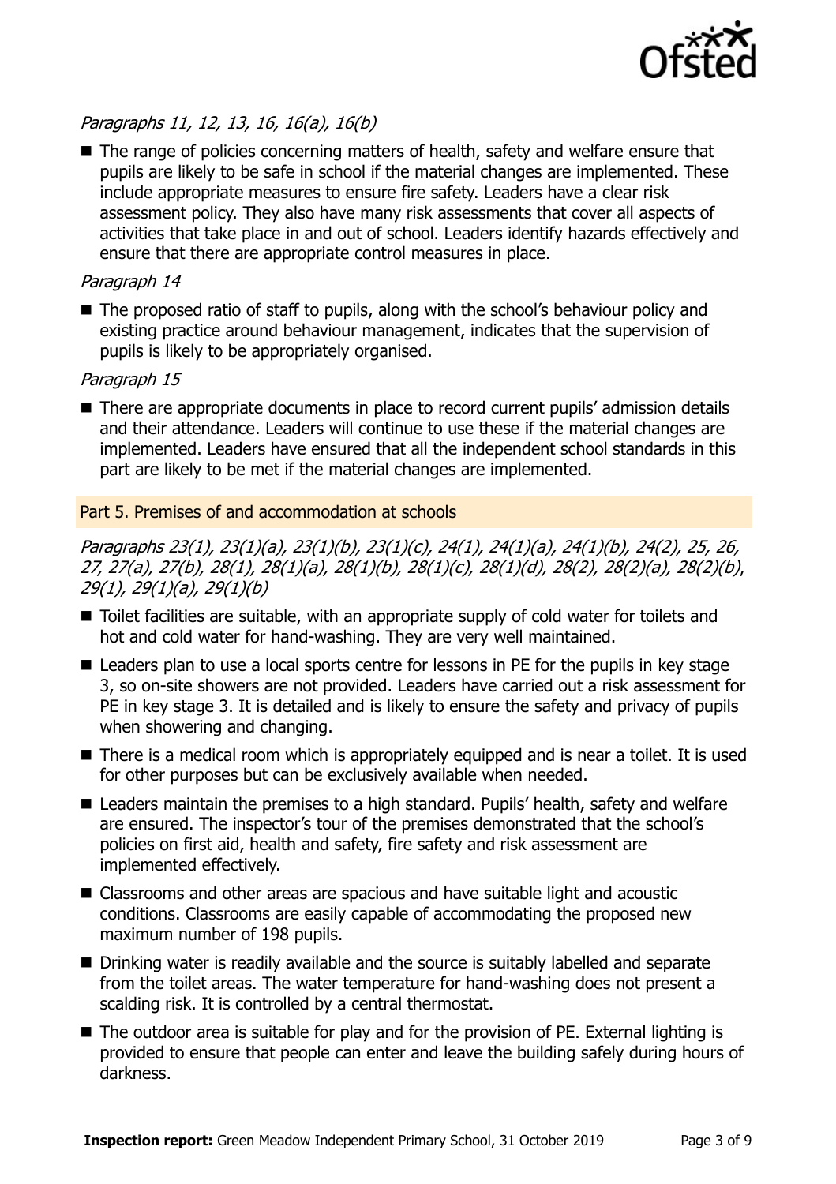*Paragraphs 11, 12, 13, 16, 16(a), 16(b)*

- The range of policies concerning matters of health, safety and welfare ensure that pupils are likely to be safe in school if the material changes are implemented. These include appropriate measures to ensure fire safety. Leaders have a clear risk assessment policy. They also have many risk assessments that cover all aspects of activities that take place in and out of school. Leaders identify hazards effectively and ensure that there are appropriate control measures in place.

*Paragraph 14*

- The proposed ratio of staff to pupils, along with the school's behaviour policy and existing practice around behaviour management, indicates that the supervision of pupils is likely to be appropriately organised.

*Paragraph 15*

- There are appropriate documents in place to record current pupils' admission details and their attendance. Leaders will continue to use these if the material changes are implemented. Leaders have ensured that all the independent school standards in this part are likely to be met if the material changes are implemented.

## Part 5. Premises of and accommodation at schools

*Paragraphs 23(1), 23(1)(a), 23(1)(b), 23(1)(c), 24(1), 24(1)(a), 24(1)(b), 24(2), 25, 26, 27, 27(a), 27(b), 28(1), 28(1)(a), 28(1)(b), 28(1)(c), 28(1)(d), 28(2), 28(2)(a), 28(2)(b), 29(1), 29(1)(a), 29(1)(b)*

- Toilet facilities are suitable, with an appropriate supply of cold water for toilets and hot and cold water for hand-washing. They are very well maintained.
- Leaders plan to use a local sports centre for lessons in PE for the pupils in key stage 3, so on-site showers are not provided. Leaders have carried out a risk assessment for PE in key stage 3. It is detailed and is likely to ensure the safety and privacy of pupils when showering and changing.
- There is a medical room which is appropriately equipped and is near a toilet. It is used for other purposes but can be exclusively available when needed.
- Leaders maintain the premises to a high standard. Pupils' health, safety and welfare are ensured. The inspector's tour of the premises demonstrated that the school's policies on first aid, health and safety, fire safety and risk assessment are implemented effectively.
- Classrooms and other areas are spacious and have suitable light and acoustic conditions. Classrooms are easily capable of accommodating the proposed new maximum number of 198 pupils.
- Drinking water is readily available and the source is suitably labelled and separate from the toilet areas. The water temperature for hand-washing does not present a scalding risk. It is controlled by a central thermostat.
- The outdoor area is suitable for play and for the provision of PE. External lighting is provided to ensure that people can enter and leave the building safely during hours of darkness.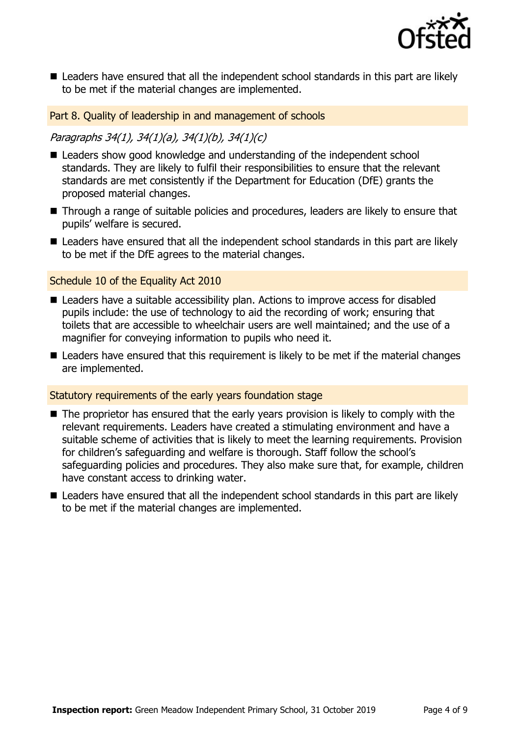- Leaders have ensured that all the independent school standards in this part are likely to be met if the material changes are implemented.

### Part 8. Quality of leadership in and management of schools

*Paragraphs 34(1), 34(1)(a), 34(1)(b), 34(1)(c)*

- Leaders show good knowledge and understanding of the independent school standards. They are likely to fulfil their responsibilities to ensure that the relevant standards are met consistently if the Department for Education (DfE) grants the proposed material changes.
- Through a range of suitable policies and procedures, leaders are likely to ensure that pupils' welfare is secured.
- Leaders have ensured that all the independent school standards in this part are likely to be met if the DfE agrees to the material changes.

### Schedule 10 of the Equality Act 2010

- Leaders have a suitable accessibility plan. Actions to improve access for disabled pupils include: the use of technology to aid the recording of work; ensuring that toilets that are accessible to wheelchair users are well maintained; and the use of a magnifier for conveying information to pupils who need it.
- Leaders have ensured that this requirement is likely to be met if the material changes are implemented.

### Statutory requirements of the early years foundation stage

- The proprietor has ensured that the early years provision is likely to comply with the relevant requirements. Leaders have created a stimulating environment and have a suitable scheme of activities that is likely to meet the learning requirements. Provision for children's safeguarding and welfare is thorough. Staff follow the school's safeguarding policies and procedures. They also make sure that, for example, children have constant access to drinking water.
- Leaders have ensured that all the independent school standards in this part are likely to be met if the material changes are implemented.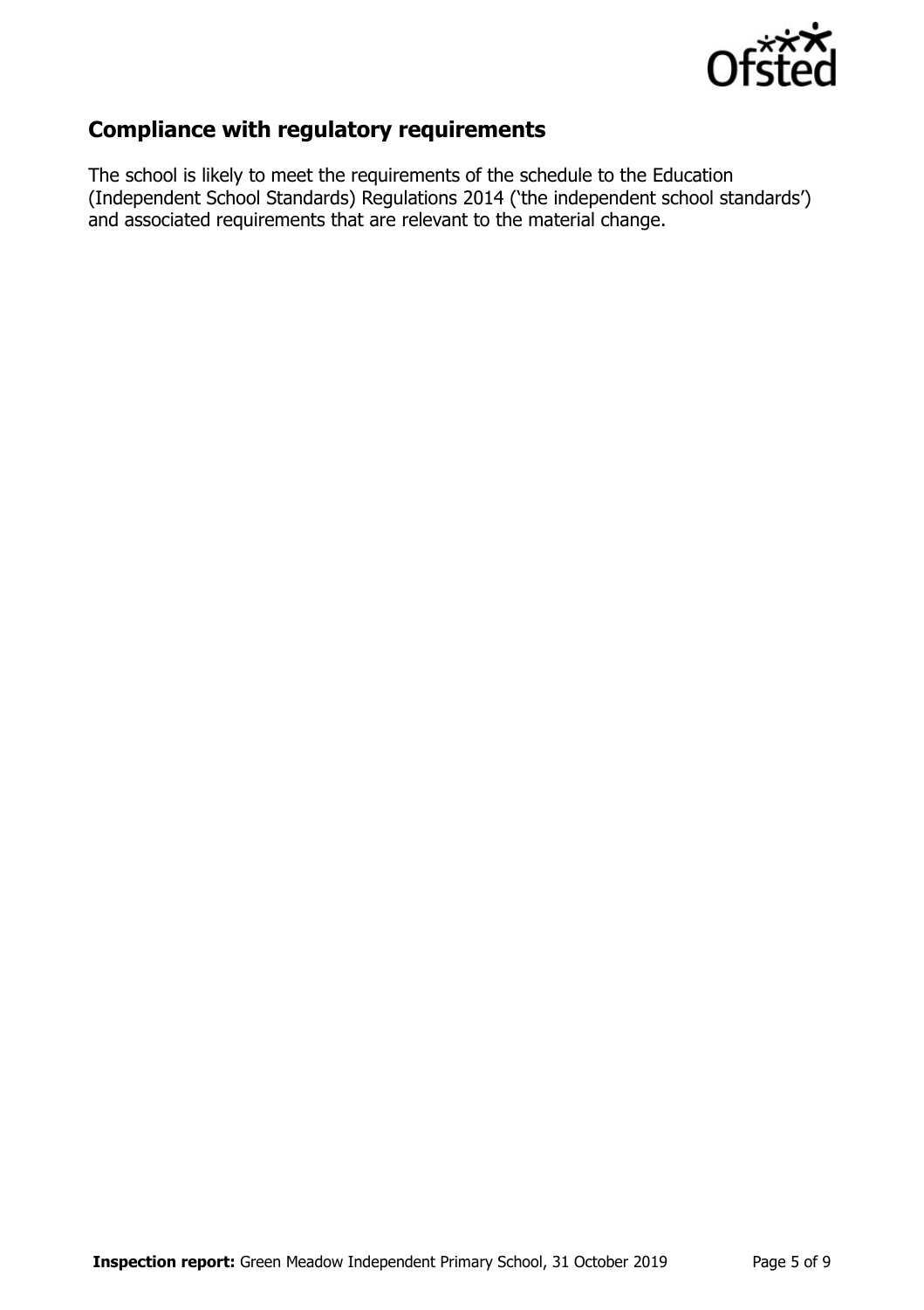## Compliance with regulatory requirements

The school is likely to meet the requirements of the schedule to the Education (Independent School Standards) Regulations 2014 ('the independent school standards') and associated requirements that are relevant to the material change.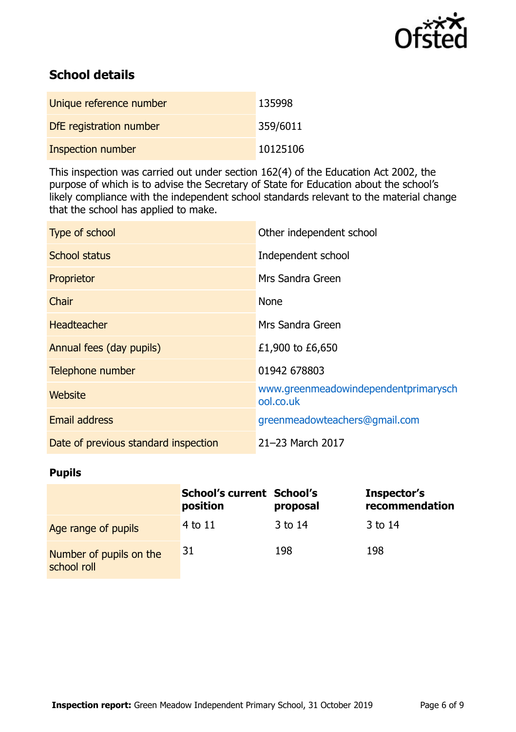## School details

| | |
|---|---|
| Unique reference number | 135998 |
| DfE registration number | 359/6011 |
| Inspection number | 10125106 |

This inspection was carried out under section 162(4) of the Education Act 2002, the purpose of which is to advise the Secretary of State for Education about the school's likely compliance with the independent school standards relevant to the material change that the school has applied to make.

| | |
|---|---|
| Type of school | Other independent school |
| School status | Independent school |
| Proprietor | Mrs Sandra Green |
| Chair | None |
| Headteacher | Mrs Sandra Green |
| Annual fees (day pupils) | £1,900 to £6,650 |
| Telephone number | 01942 678803 |
| Website | www.greenmeadowindependentprimaryschool.co.uk |
| Email address | greenmeadowteachers@gmail.com |
| Date of previous standard inspection | 21–23 March 2017 |

### Pupils

| | **School's current position** | **School's proposal** | **Inspector's recommendation** |
|---|---|---|---|
| Age range of pupils | 4 to 11 | 3 to 14 | 3 to 14 |
| Number of pupils on the school roll | 31 | 198 | 198 |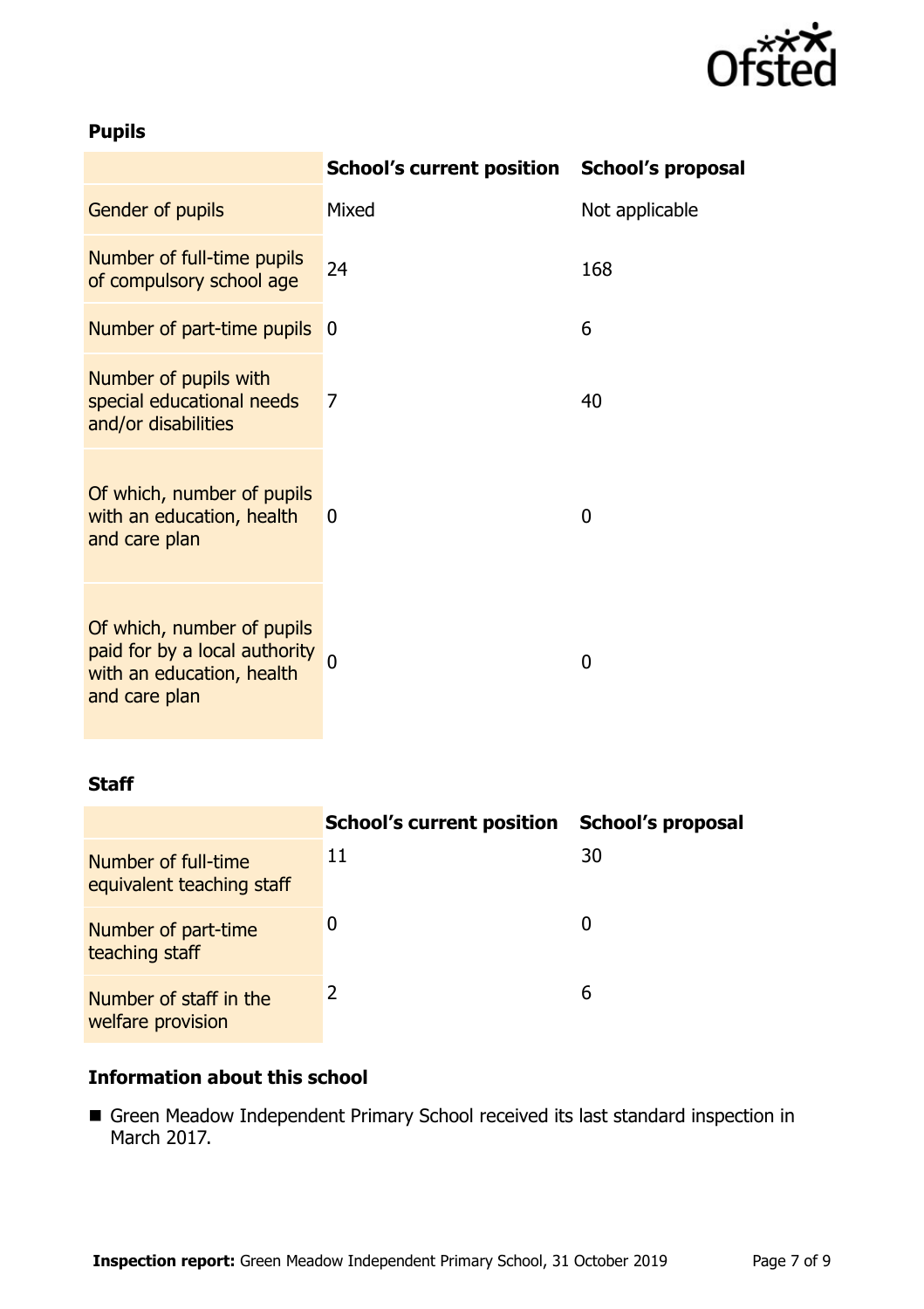### Pupils

| | School's current position | School's proposal |
|---|---|---|
| Gender of pupils | Mixed | Not applicable |
| Number of full-time pupils of compulsory school age | 24 | 168 |
| Number of part-time pupils | 0 | 6 |
| Number of pupils with special educational needs and/or disabilities | 7 | 40 |
| Of which, number of pupils with an education, health and care plan | 0 | 0 |
| Of which, number of pupils paid for by a local authority with an education, health and care plan | 0 | 0 |

### Staff

| | School's current position | School's proposal |
|---|---|---|
| Number of full-time equivalent teaching staff | 11 | 30 |
| Number of part-time teaching staff | 0 | 0 |
| Number of staff in the welfare provision | 2 | 6 |

### Information about this school

- Green Meadow Independent Primary School received its last standard inspection in March 2017.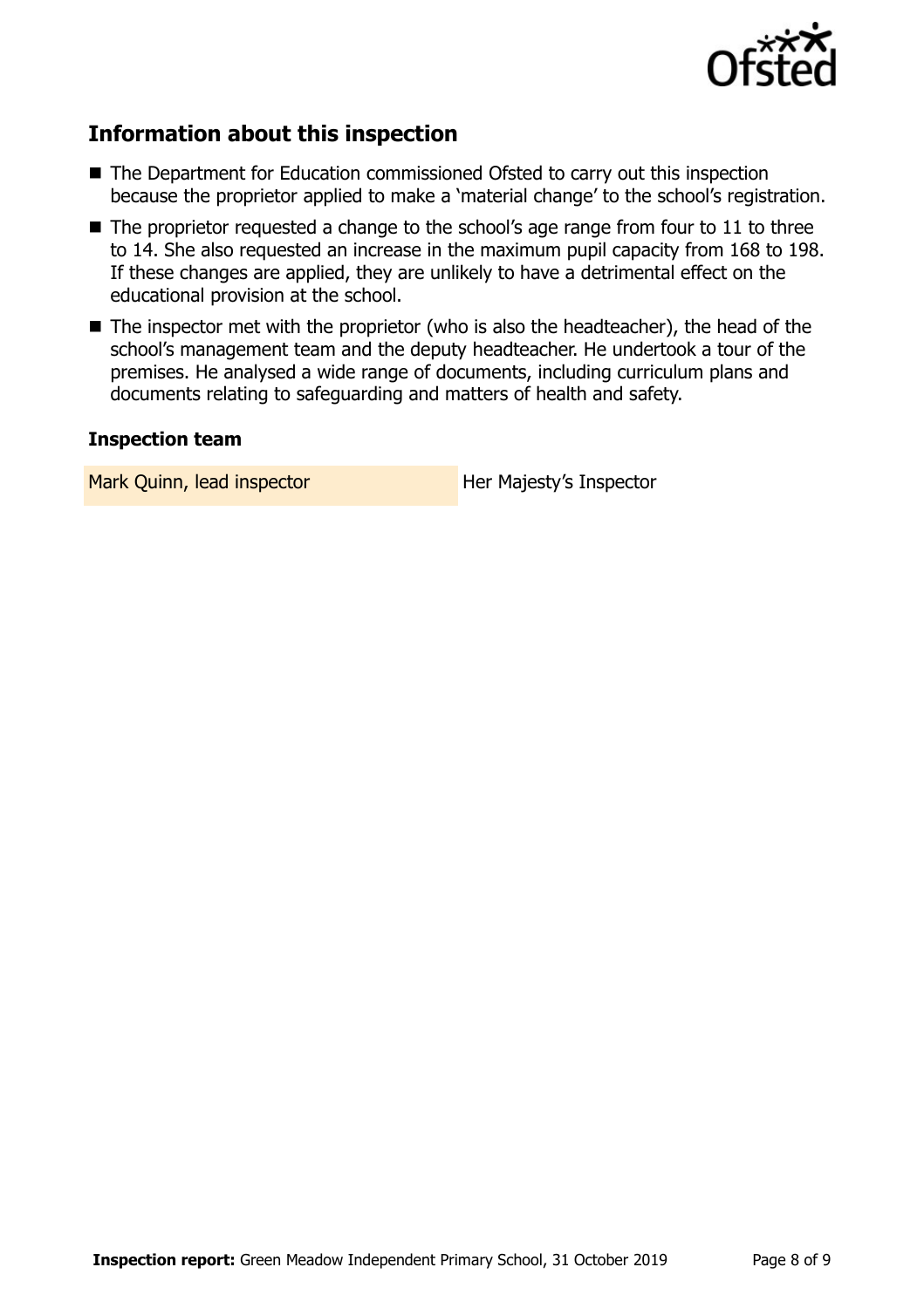## Information about this inspection

- The Department for Education commissioned Ofsted to carry out this inspection because the proprietor applied to make a 'material change' to the school's registration.
- The proprietor requested a change to the school's age range from four to 11 to three to 14. She also requested an increase in the maximum pupil capacity from 168 to 198. If these changes are applied, they are unlikely to have a detrimental effect on the educational provision at the school.
- The inspector met with the proprietor (who is also the headteacher), the head of the school's management team and the deputy headteacher. He undertook a tour of the premises. He analysed a wide range of documents, including curriculum plans and documents relating to safeguarding and matters of health and safety.

### Inspection team

| | |
|---|---|
| Mark Quinn, lead inspector | Her Majesty's Inspector |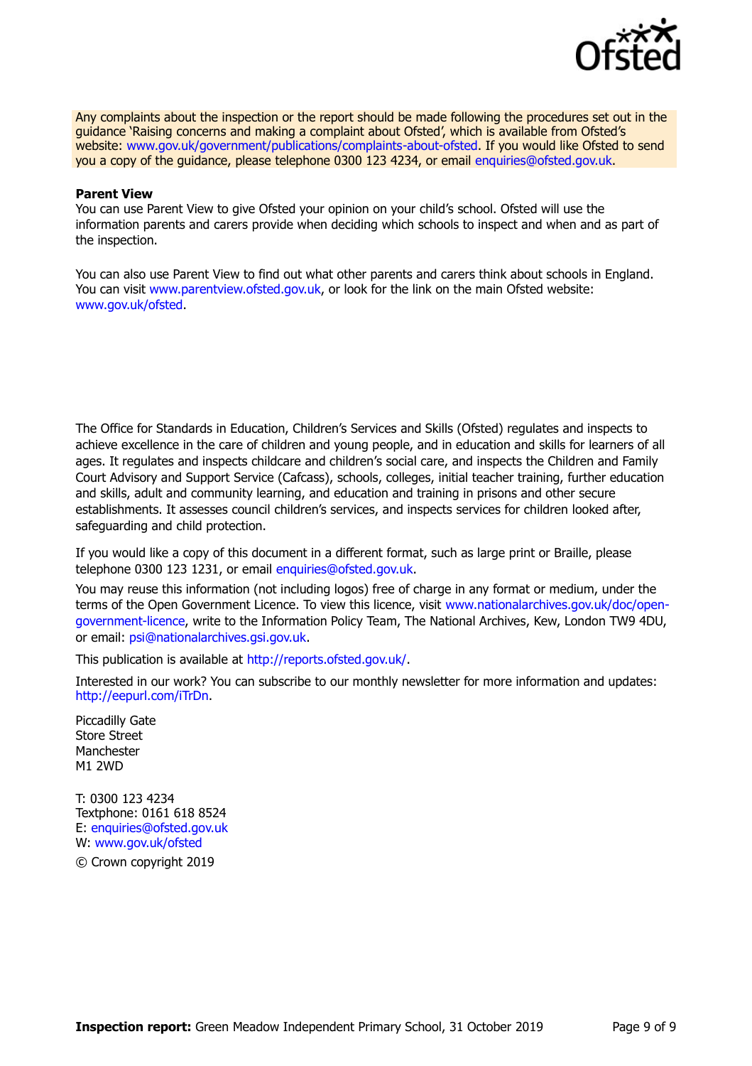Any complaints about the inspection or the report should be made following the procedures set out in the guidance 'Raising concerns and making a complaint about Ofsted', which is available from Ofsted's website: www.gov.uk/government/publications/complaints-about-ofsted. If you would like Ofsted to send you a copy of the guidance, please telephone 0300 123 4234, or email enquiries@ofsted.gov.uk.

**Parent View**
You can use Parent View to give Ofsted your opinion on your child's school. Ofsted will use the information parents and carers provide when deciding which schools to inspect and when and as part of the inspection.

You can also use Parent View to find out what other parents and carers think about schools in England. You can visit www.parentview.ofsted.gov.uk, or look for the link on the main Ofsted website: www.gov.uk/ofsted.

The Office for Standards in Education, Children's Services and Skills (Ofsted) regulates and inspects to achieve excellence in the care of children and young people, and in education and skills for learners of all ages. It regulates and inspects childcare and children's social care, and inspects the Children and Family Court Advisory and Support Service (Cafcass), schools, colleges, initial teacher training, further education and skills, adult and community learning, and education and training in prisons and other secure establishments. It assesses council children's services, and inspects services for children looked after, safeguarding and child protection.

If you would like a copy of this document in a different format, such as large print or Braille, please telephone 0300 123 1231, or email enquiries@ofsted.gov.uk.

You may reuse this information (not including logos) free of charge in any format or medium, under the terms of the Open Government Licence. To view this licence, visit www.nationalarchives.gov.uk/doc/open-government-licence, write to the Information Policy Team, The National Archives, Kew, London TW9 4DU, or email: psi@nationalarchives.gsi.gov.uk.

This publication is available at http://reports.ofsted.gov.uk/.

Interested in our work? You can subscribe to our monthly newsletter for more information and updates: http://eepurl.com/iTrDn.

Piccadilly Gate
Store Street
Manchester
M1 2WD

T: 0300 123 4234
Textphone: 0161 618 8524
E: enquiries@ofsted.gov.uk
W: www.gov.uk/ofsted

© Crown copyright 2019